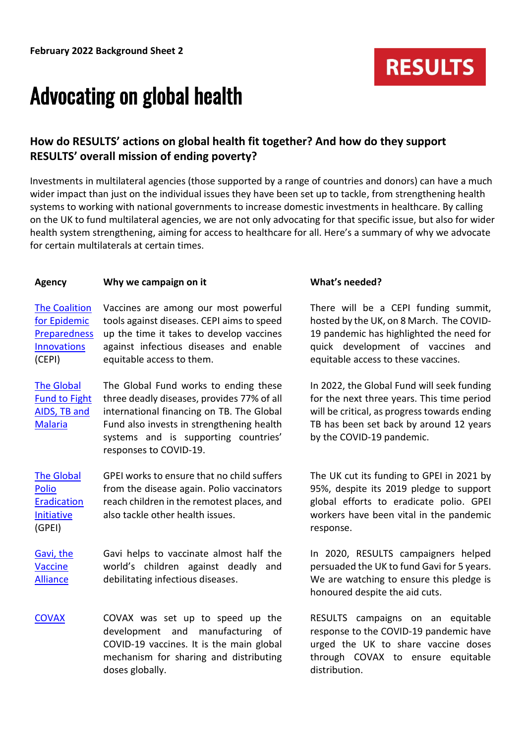**February 2022 Background Sheet 2**

**RESULTS**

# Advocating on global health

### How do RESULTS' actions on global health fit together? And how do they support RESULTS' overall mission of ending poverty?

Investments in multilateral agencies (those supported by a range of countries and donors) can have a much wider impact than just on the individual issues they have been set up to tackle, from strengthening health systems to working with national governments to increase domestic investments in healthcare. By calling on the UK to fund multilateral agencies, we are not only advocating for that specific issue, but also for wider health system strengthening, aiming for access to healthcare for all. Here's a summary of why we advocate for certain multilaterals at certain times.

| Agency | Why we campaign on it | What's needed? |
|---|---|---|
| The Coalition for Epidemic Preparedness Innovations (CEPI) | Vaccines are among our most powerful tools against diseases. CEPI aims to speed up the time it takes to develop vaccines against infectious diseases and enable equitable access to them. | There will be a CEPI funding summit, hosted by the UK, on 8 March. The COVID-19 pandemic has highlighted the need for quick development of vaccines and equitable access to these vaccines. |
| The Global Fund to Fight AIDS, TB and Malaria | The Global Fund works to ending these three deadly diseases, provides 77% of all international financing on TB. The Global Fund also invests in strengthening health systems and is supporting countries' responses to COVID-19. | In 2022, the Global Fund will seek funding for the next three years. This time period will be critical, as progress towards ending TB has been set back by around 12 years by the COVID-19 pandemic. |
| The Global Polio Eradication Initiative (GPEI) | GPEI works to ensure that no child suffers from the disease again. Polio vaccinators reach children in the remotest places, and also tackle other health issues. | The UK cut its funding to GPEI in 2021 by 95%, despite its 2019 pledge to support global efforts to eradicate polio. GPEI workers have been vital in the pandemic response. |
| Gavi, the Vaccine Alliance | Gavi helps to vaccinate almost half the world's children against deadly and debilitating infectious diseases. | In 2020, RESULTS campaigners helped persuaded the UK to fund Gavi for 5 years. We are watching to ensure this pledge is honoured despite the aid cuts. |
| COVAX | COVAX was set up to speed up the development and manufacturing of COVID-19 vaccines. It is the main global mechanism for sharing and distributing doses globally. | RESULTS campaigns on an equitable response to the COVID-19 pandemic have urged the UK to share vaccine doses through COVAX to ensure equitable distribution. |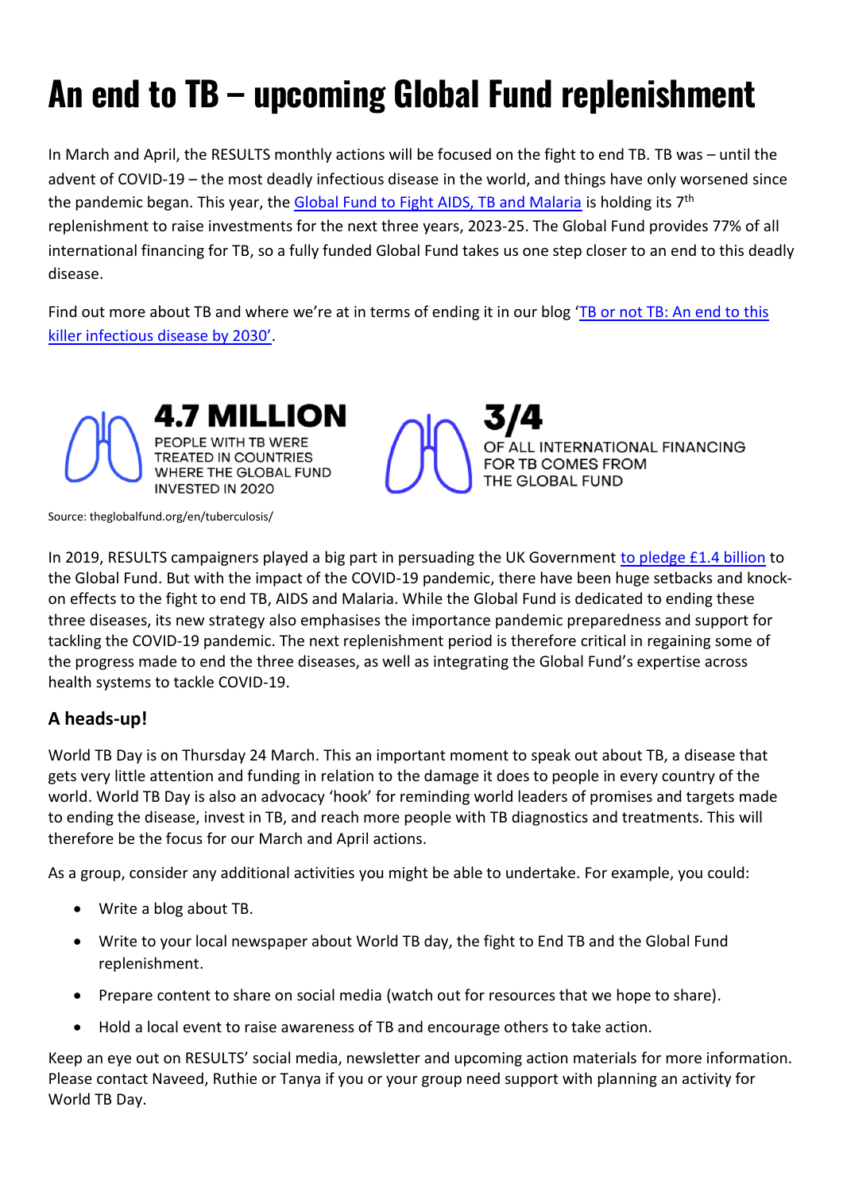# An end to TB – upcoming Global Fund replenishment

In March and April, the RESULTS monthly actions will be focused on the fight to end TB. TB was – until the advent of COVID-19 – the most deadly infectious disease in the world, and things have only worsened since the pandemic began. This year, the [Global Fund to Fight AIDS, TB and Malaria](#) is holding its 7th replenishment to raise investments for the next three years, 2023-25. The Global Fund provides 77% of all international financing for TB, so a fully funded Global Fund takes us one step closer to an end to this deadly disease.

Find out more about TB and where we're at in terms of ending it in our blog '[TB or not TB: An end to this killer infectious disease by 2030'](#).

**4.7 MILLION**
PEOPLE WITH TB WERE TREATED IN COUNTRIES WHERE THE GLOBAL FUND INVESTED IN 2020

**3/4**
OF ALL INTERNATIONAL FINANCING FOR TB COMES FROM THE GLOBAL FUND

Source: theglobalfund.org/en/tuberculosis/

In 2019, RESULTS campaigners played a big part in persuading the UK Government [to pledge £1.4 billion](#) to the Global Fund. But with the impact of the COVID-19 pandemic, there have been huge setbacks and knock-on effects to the fight to end TB, AIDS and Malaria. While the Global Fund is dedicated to ending these three diseases, its new strategy also emphasises the importance pandemic preparedness and support for tackling the COVID-19 pandemic. The next replenishment period is therefore critical in regaining some of the progress made to end the three diseases, as well as integrating the Global Fund's expertise across health systems to tackle COVID-19.

## A heads-up!

World TB Day is on Thursday 24 March. This an important moment to speak out about TB, a disease that gets very little attention and funding in relation to the damage it does to people in every country of the world. World TB Day is also an advocacy 'hook' for reminding world leaders of promises and targets made to ending the disease, invest in TB, and reach more people with TB diagnostics and treatments. This will therefore be the focus for our March and April actions.

As a group, consider any additional activities you might be able to undertake. For example, you could:

- Write a blog about TB.
- Write to your local newspaper about World TB day, the fight to End TB and the Global Fund replenishment.
- Prepare content to share on social media (watch out for resources that we hope to share).
- Hold a local event to raise awareness of TB and encourage others to take action.

Keep an eye out on RESULTS' social media, newsletter and upcoming action materials for more information. Please contact Naveed, Ruthie or Tanya if you or your group need support with planning an activity for World TB Day.